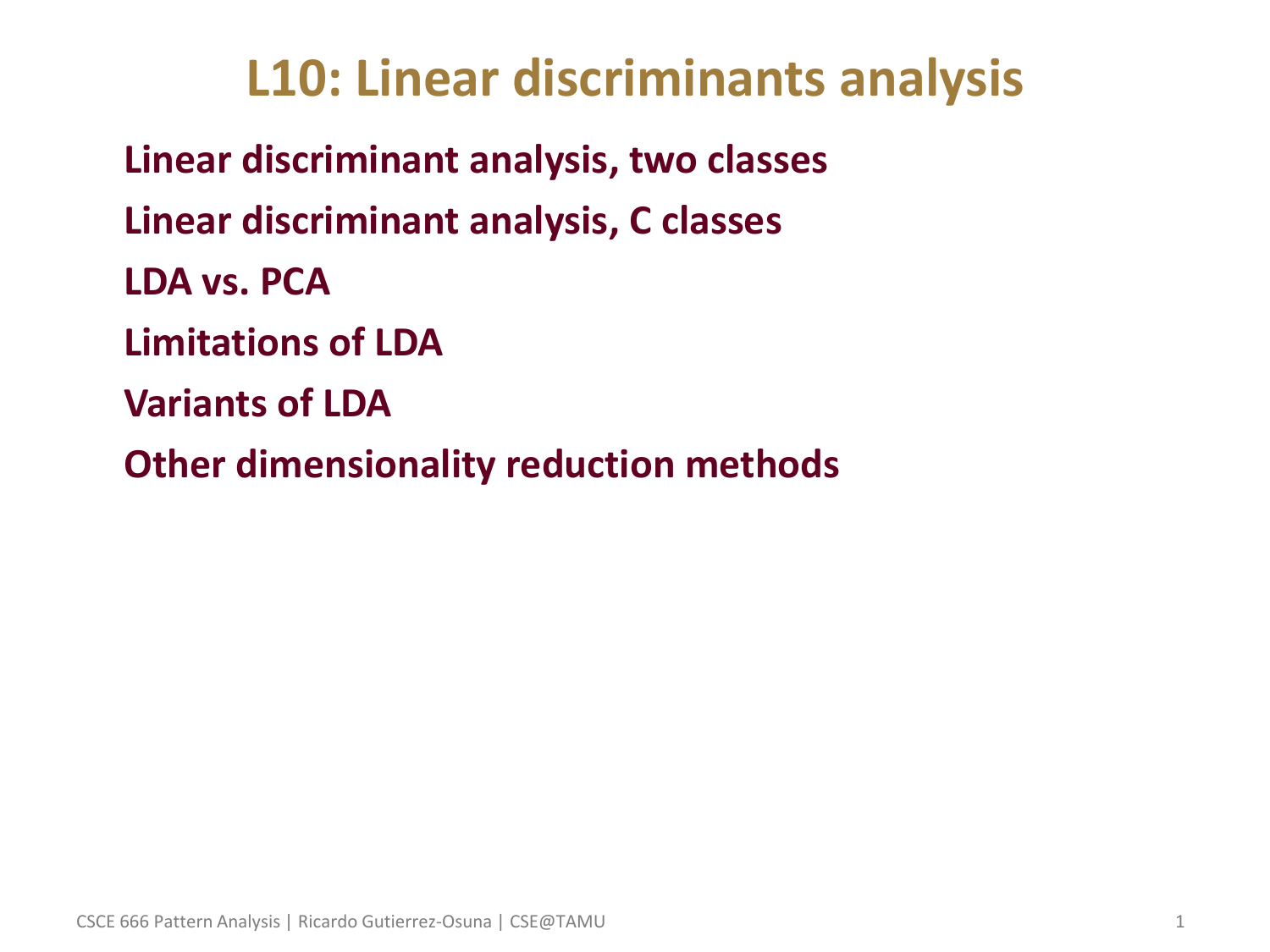# L10: Linear discriminants analysis

**Linear discriminant analysis, two classes**

**Linear discriminant analysis, C classes**

**LDA vs. PCA**

**Limitations of LDA**

**Variants of LDA**

**Other dimensionality reduction methods**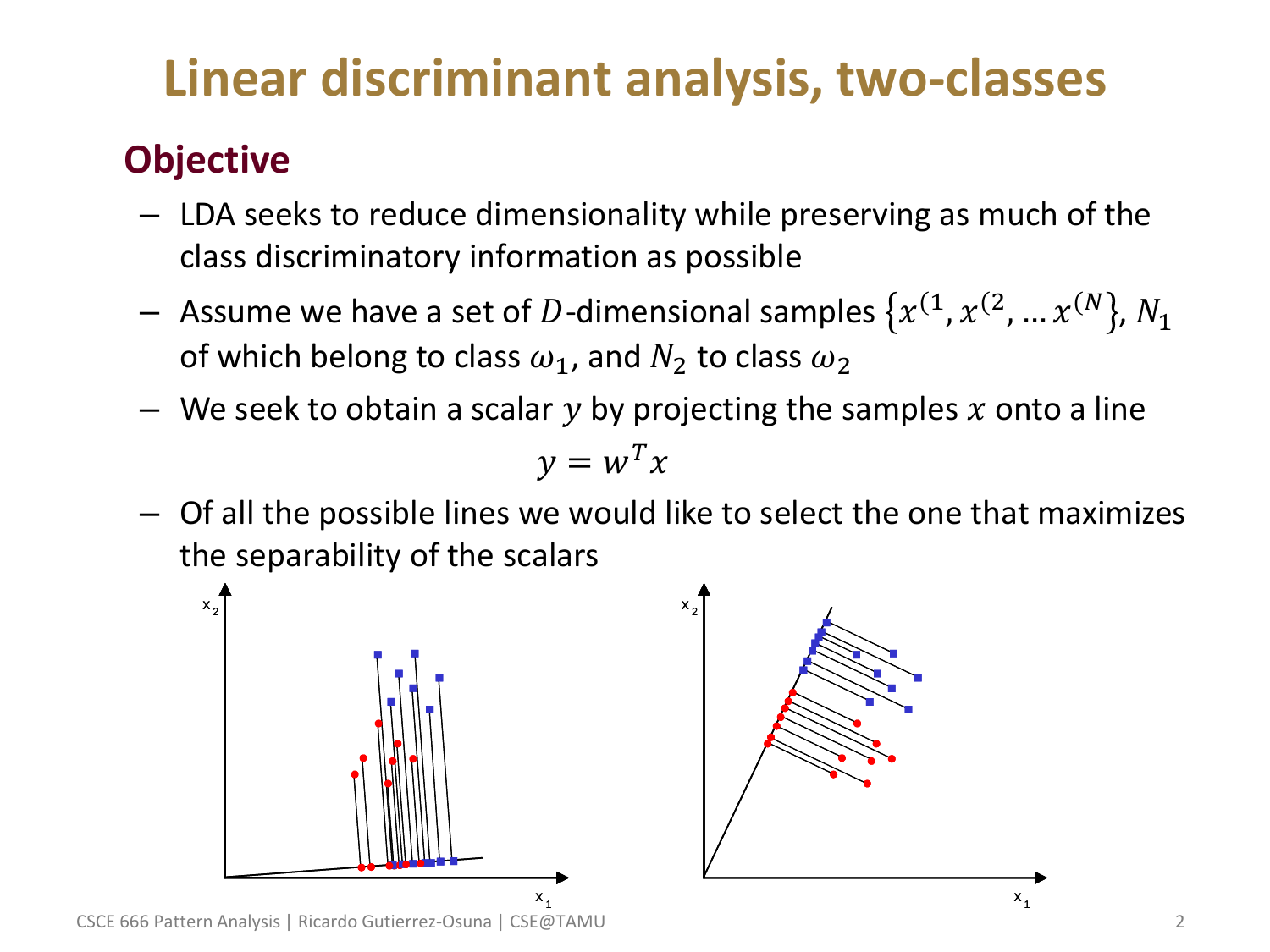# Linear discriminant analysis, two-classes

## Objective

- LDA seeks to reduce dimensionality while preserving as much of the class discriminatory information as possible
- Assume we have a set of $D$-dimensional samples $\{x^{(1}, x^{(2}, \ldots x^{(N}\}$, $N_1$ of which belong to class $\omega_1$, and $N_2$ to class $\omega_2$
- We seek to obtain a scalar $y$ by projecting the samples $x$ onto a line

$$y = w^T x$$

- Of all the possible lines we would like to select the one that maximizes the separability of the scalars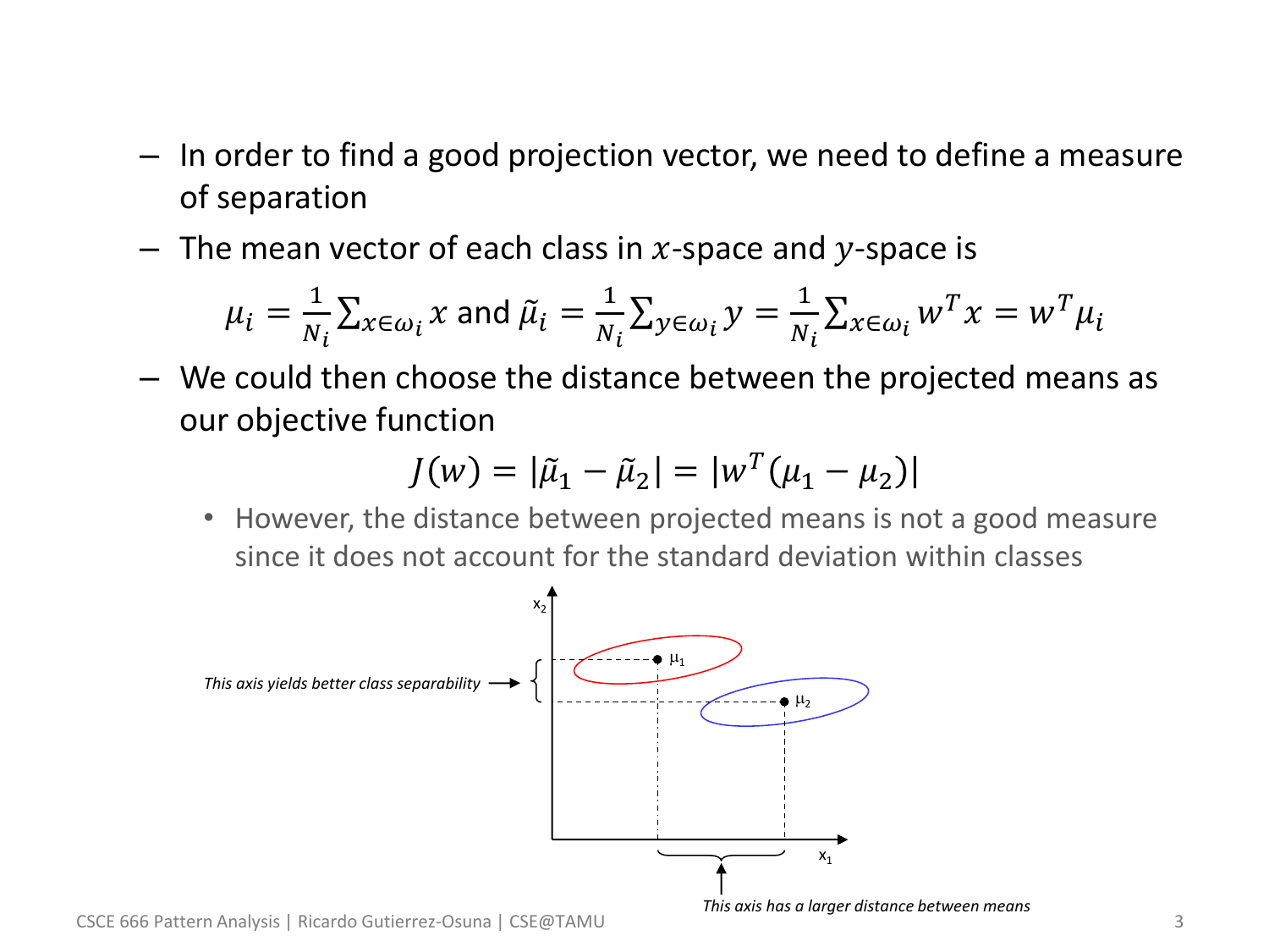- In order to find a good projection vector, we need to define a measure of separation
- The mean vector of each class in $x$-space and $y$-space is

$$\mu_i = \frac{1}{N_i}\sum_{x\in\omega_i} x \text{ and } \tilde{\mu}_i = \frac{1}{N_i}\sum_{y\in\omega_i} y = \frac{1}{N_i}\sum_{x\in\omega_i} w^T x = w^T \mu_i$$

- We could then choose the distance between the projected means as our objective function

$$J(w) = |\tilde{\mu}_1 - \tilde{\mu}_2| = |w^T(\mu_1 - \mu_2)|$$

  - However, the distance between projected means is not a good measure since it does not account for the standard deviation within classes

*This axis yields better class separability*

*This axis has a larger distance between means*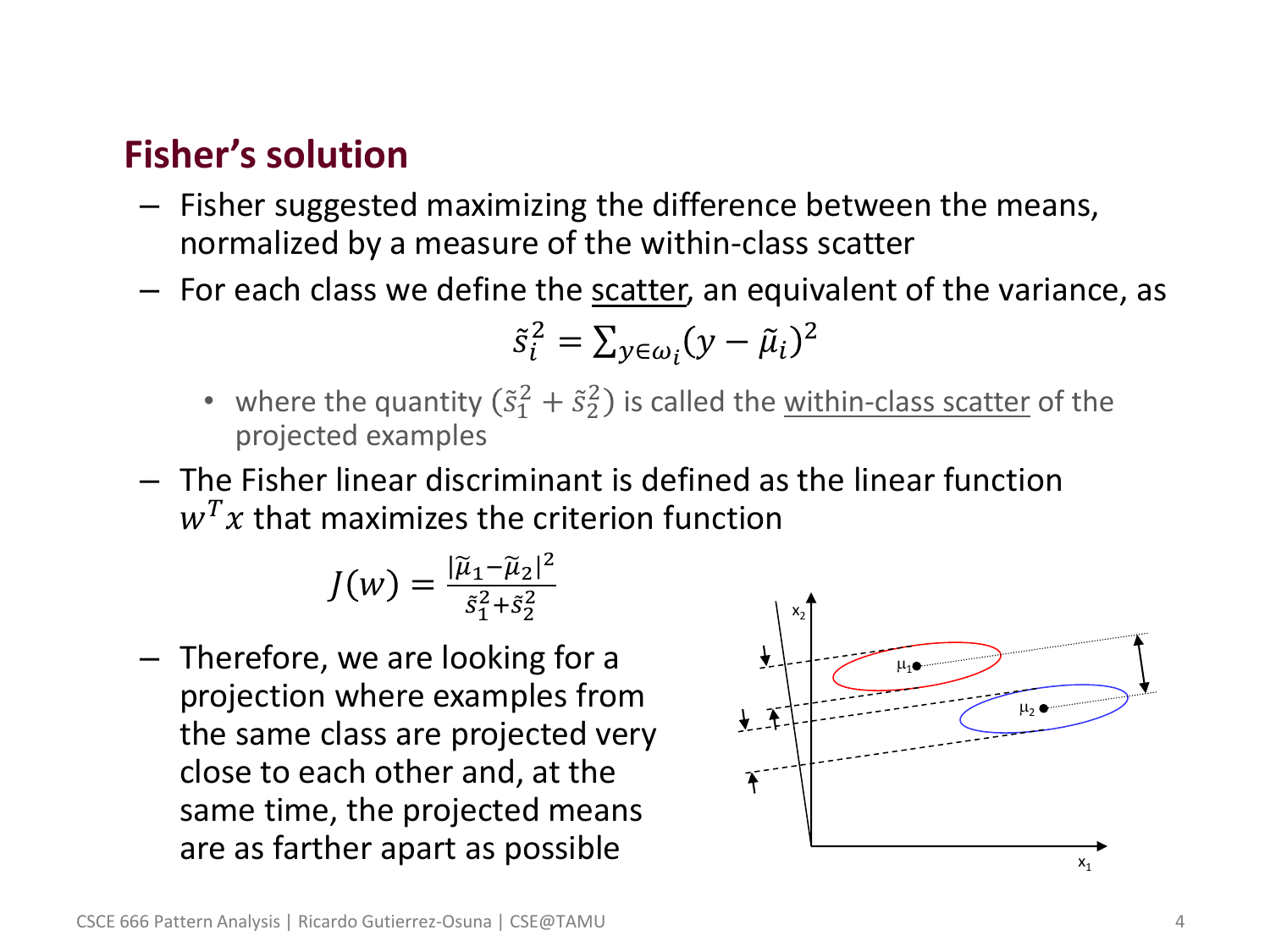## Fisher's solution

- Fisher suggested maximizing the difference between the means, normalized by a measure of the within-class scatter
- For each class we define the scatter, an equivalent of the variance, as

$$\tilde{s}_i^2 = \sum_{y \in \omega_i} (y - \tilde{\mu}_i)^2$$

  - where the quantity $(\tilde{s}_1^2 + \tilde{s}_2^2)$ is called the within-class scatter of the projected examples

- The Fisher linear discriminant is defined as the linear function $w^T x$ that maximizes the criterion function

$$J(w) = \frac{|\tilde{\mu}_1 - \tilde{\mu}_2|^2}{\tilde{s}_1^2 + \tilde{s}_2^2}$$

- Therefore, we are looking for a projection where examples from the same class are projected very close to each other and, at the same time, the projected means are as farther apart as possible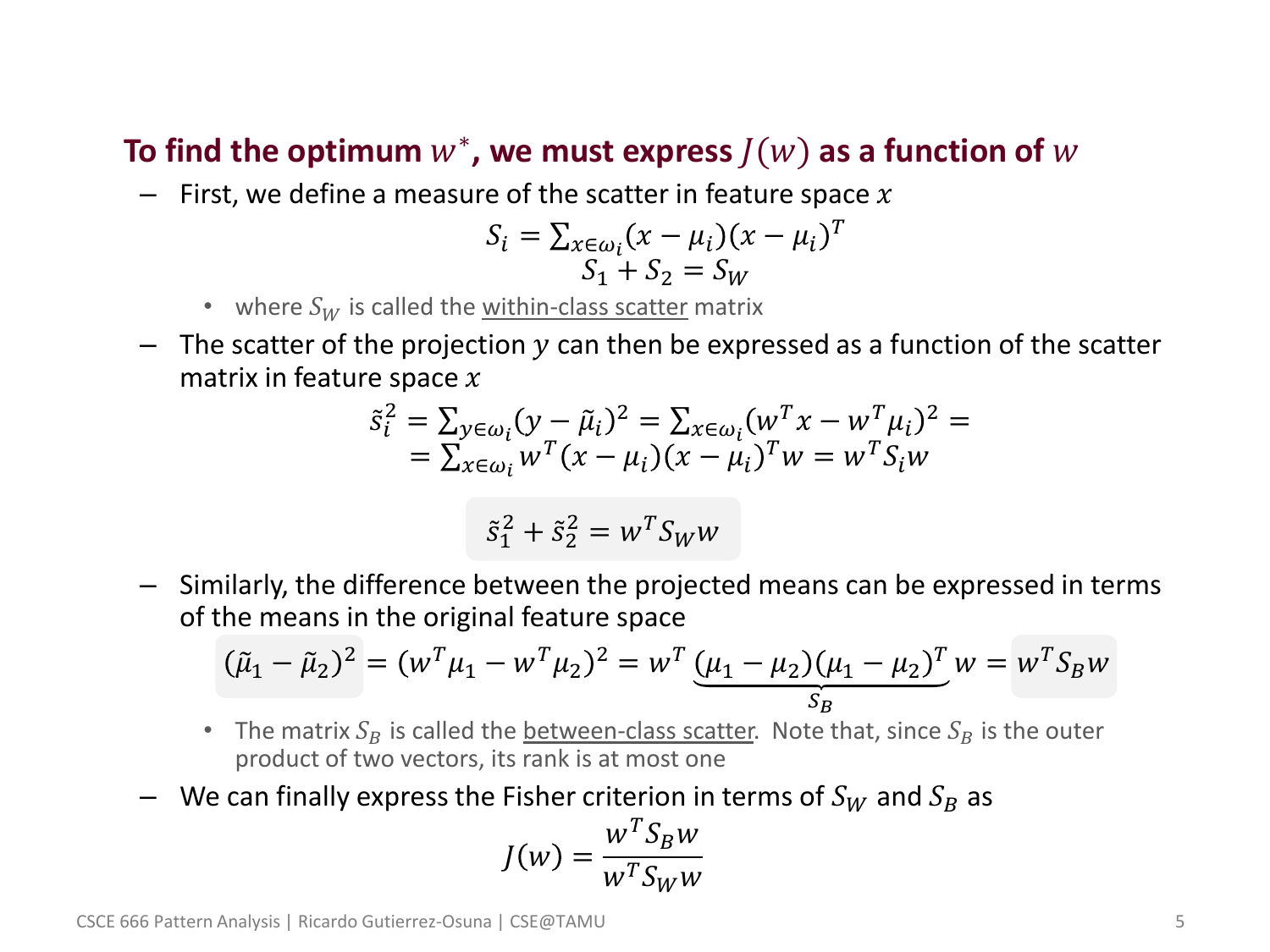**To find the optimum $w^*$, we must express $J(w)$ as a function of $w$**

- First, we define a measure of the scatter in feature space $x$

$$S_i = \sum_{x \in \omega_i} (x - \mu_i)(x - \mu_i)^T$$
$$S_1 + S_2 = S_W$$

  - where $S_W$ is called the <u>within-class scatter</u> matrix

- The scatter of the projection $y$ can then be expressed as a function of the scatter matrix in feature space $x$

$$\tilde{s}_i^2 = \sum_{y \in \omega_i} (y - \tilde{\mu}_i)^2 = \sum_{x \in \omega_i} (w^T x - w^T \mu_i)^2 =$$
$$= \sum_{x \in \omega_i} w^T (x - \mu_i)(x - \mu_i)^T w = w^T S_i w$$

$$\tilde{s}_1^2 + \tilde{s}_2^2 = w^T S_W w$$

- Similarly, the difference between the projected means can be expressed in terms of the means in the original feature space

$$(\tilde{\mu}_1 - \tilde{\mu}_2)^2 = (w^T \mu_1 - w^T \mu_2)^2 = w^T \underbrace{(\mu_1 - \mu_2)(\mu_1 - \mu_2)^T}_{S_B} w = w^T S_B w$$

  - The matrix $S_B$ is called the <u>between-class scatter</u>. Note that, since $S_B$ is the outer product of two vectors, its rank is at most one

- We can finally express the Fisher criterion in terms of $S_W$ and $S_B$ as

$$J(w) = \frac{w^T S_B w}{w^T S_W w}$$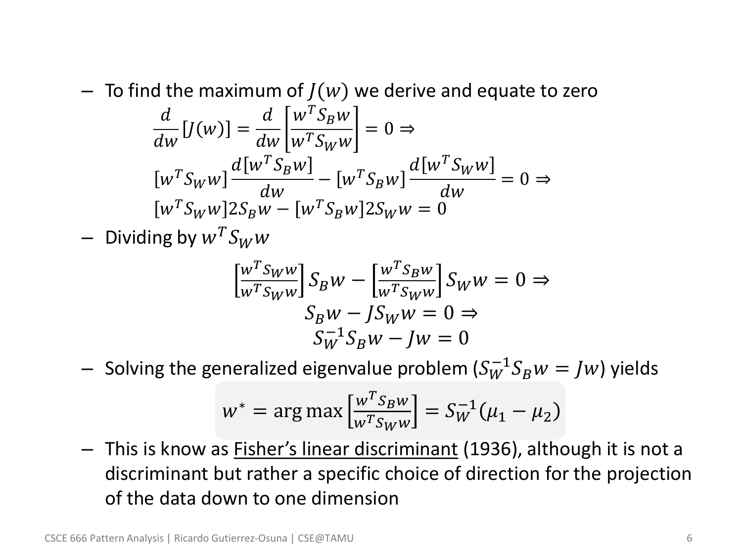- To find the maximum of $J(w)$ we derive and equate to zero

$$\frac{d}{dw}[J(w)] = \frac{d}{dw}\left[\frac{w^T S_B w}{w^T S_W w}\right] = 0 \Rightarrow$$

$$[w^T S_W w]\frac{d[w^T S_B w]}{dw} - [w^T S_B w]\frac{d[w^T S_W w]}{dw} = 0 \Rightarrow$$

$$[w^T S_W w] 2 S_B w - [w^T S_B w] 2 S_W w = 0$$

- Dividing by $w^T S_W w$

$$\left[\frac{w^T S_W w}{w^T S_W w}\right] S_B w - \left[\frac{w^T S_B w}{w^T S_W w}\right] S_W w = 0 \Rightarrow$$

$$S_B w - J S_W w = 0 \Rightarrow$$

$$S_W^{-1} S_B w - J w = 0$$

- Solving the generalized eigenvalue problem ($S_W^{-1} S_B w = J w$) yields

$$w^* = \arg\max\left[\frac{w^T S_B w}{w^T S_W w}\right] = S_W^{-1}(\mu_1 - \mu_2)$$

- This is know as Fisher's linear discriminant (1936), although it is not a discriminant but rather a specific choice of direction for the projection of the data down to one dimension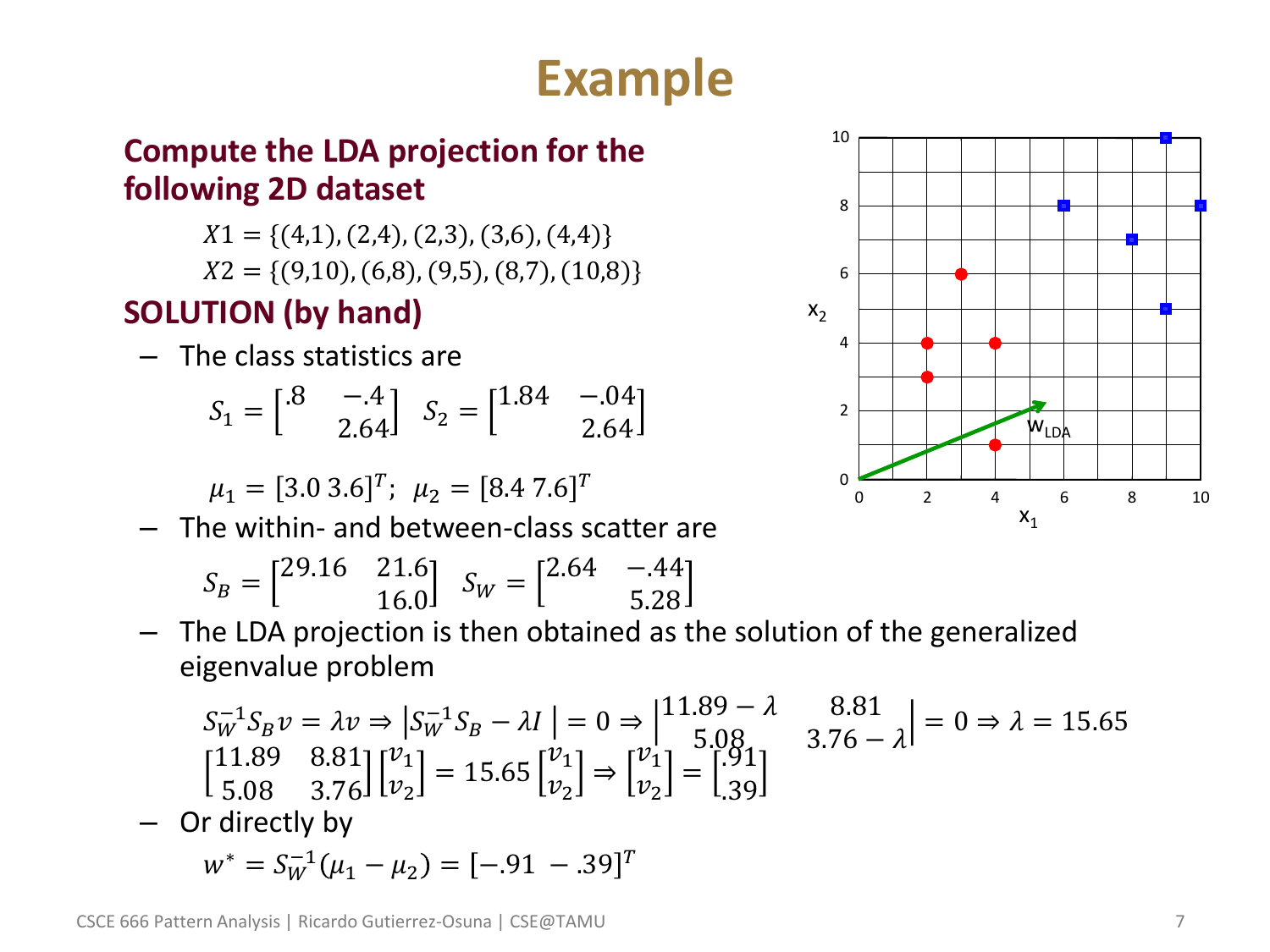# Example

**Compute the LDA projection for the following 2D dataset**

$$X1 = \{(4,1), (2,4), (2,3), (3,6), (4,4)\}$$
$$X2 = \{(9,10), (6,8), (9,5), (8,7), (10,8)\}$$

**SOLUTION (by hand)**

– The class statistics are

$$S_1 = \begin{bmatrix} .8 & -.4 \\ & 2.64 \end{bmatrix} \quad S_2 = \begin{bmatrix} 1.84 & -.04 \\ & 2.64 \end{bmatrix}$$

$$\mu_1 = [3.0 \; 3.6]^T; \;\; \mu_2 = [8.4 \; 7.6]^T$$

– The within- and between-class scatter are

$$S_B = \begin{bmatrix} 29.16 & 21.6 \\ & 16.0 \end{bmatrix} \quad S_W = \begin{bmatrix} 2.64 & -.44 \\ & 5.28 \end{bmatrix}$$

– The LDA projection is then obtained as the solution of the generalized eigenvalue problem

$$S_W^{-1} S_B v = \lambda v \Rightarrow \left| S_W^{-1} S_B - \lambda I \right| = 0 \Rightarrow \begin{vmatrix} 11.89 - \lambda & 8.81 \\ 5.08 & 3.76 - \lambda \end{vmatrix} = 0 \Rightarrow \lambda = 15.65$$

$$\begin{bmatrix} 11.89 & 8.81 \\ 5.08 & 3.76 \end{bmatrix} \begin{bmatrix} v_1 \\ v_2 \end{bmatrix} = 15.65 \begin{bmatrix} v_1 \\ v_2 \end{bmatrix} \Rightarrow \begin{bmatrix} v_1 \\ v_2 \end{bmatrix} = \begin{bmatrix} .91 \\ .39 \end{bmatrix}$$

– Or directly by

$$w^* = S_W^{-1}(\mu_1 - \mu_2) = [-.91 \;\; -.39]^T$$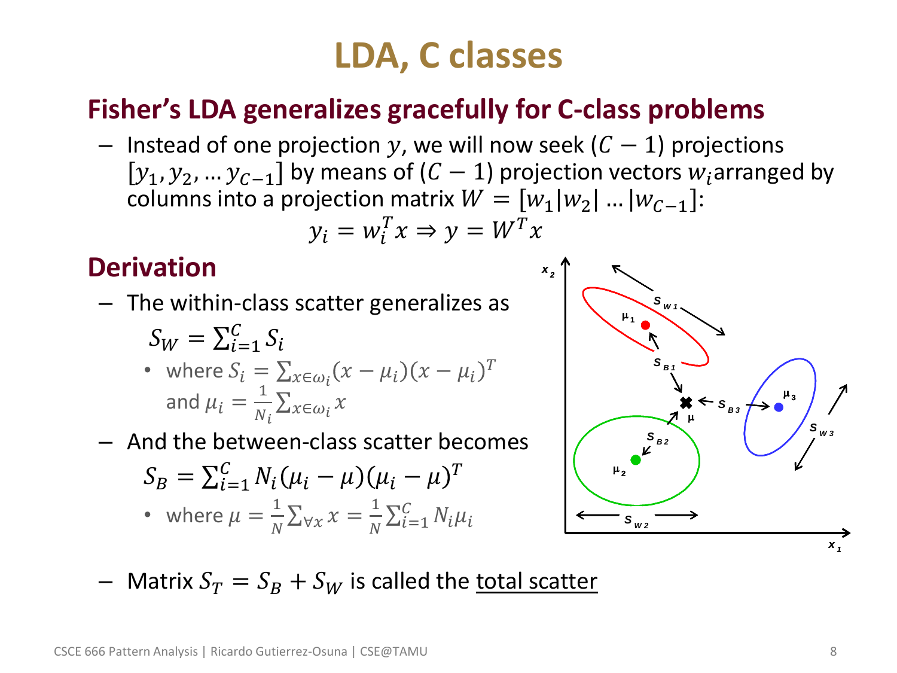# LDA, C classes

## Fisher's LDA generalizes gracefully for C-class problems

- Instead of one projection $y$, we will now seek $(C-1)$ projections $[y_1, y_2, \dots y_{C-1}]$ by means of $(C-1)$ projection vectors $w_i$ arranged by columns into a projection matrix $W = [w_1 | w_2 | \dots | w_{C-1}]$:

$$y_i = w_i^T x \Rightarrow y = W^T x$$

## Derivation

- The within-class scatter generalizes as

$$S_W = \sum_{i=1}^{C} S_i$$

  - where $S_i = \sum_{x \in \omega_i} (x - \mu_i)(x - \mu_i)^T$ and $\mu_i = \frac{1}{N_i} \sum_{x \in \omega_i} x$

- And the between-class scatter becomes

$$S_B = \sum_{i=1}^{C} N_i (\mu_i - \mu)(\mu_i - \mu)^T$$

  - where $\mu = \frac{1}{N} \sum_{\forall x} x = \frac{1}{N} \sum_{i=1}^{C} N_i \mu_i$

- Matrix $S_T = S_B + S_W$ is called the <u>total scatter</u>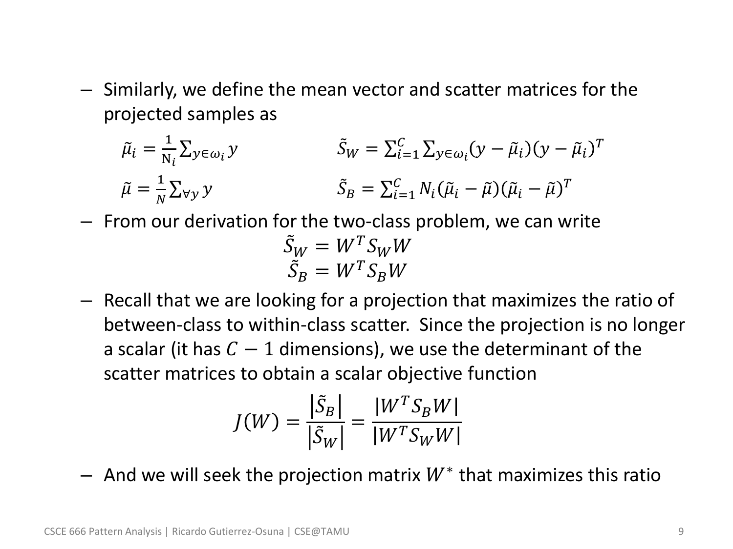- Similarly, we define the mean vector and scatter matrices for the projected samples as

$$\tilde{\mu}_i = \frac{1}{N_i}\sum_{y\in\omega_i} y \qquad \tilde{S}_W = \sum_{i=1}^{C}\sum_{y\in\omega_i}(y-\tilde{\mu}_i)(y-\tilde{\mu}_i)^T$$

$$\tilde{\mu} = \frac{1}{N}\sum_{\forall y} y \qquad \tilde{S}_B = \sum_{i=1}^{C} N_i(\tilde{\mu}_i-\tilde{\mu})(\tilde{\mu}_i-\tilde{\mu})^T$$

- From our derivation for the two-class problem, we can write

$$\tilde{S}_W = W^T S_W W$$
$$\tilde{S}_B = W^T S_B W$$

- Recall that we are looking for a projection that maximizes the ratio of between-class to within-class scatter. Since the projection is no longer a scalar (it has $C-1$ dimensions), we use the determinant of the scatter matrices to obtain a scalar objective function

$$J(W) = \frac{|\tilde{S}_B|}{|\tilde{S}_W|} = \frac{|W^T S_B W|}{|W^T S_W W|}$$

- And we will seek the projection matrix $W^*$ that maximizes this ratio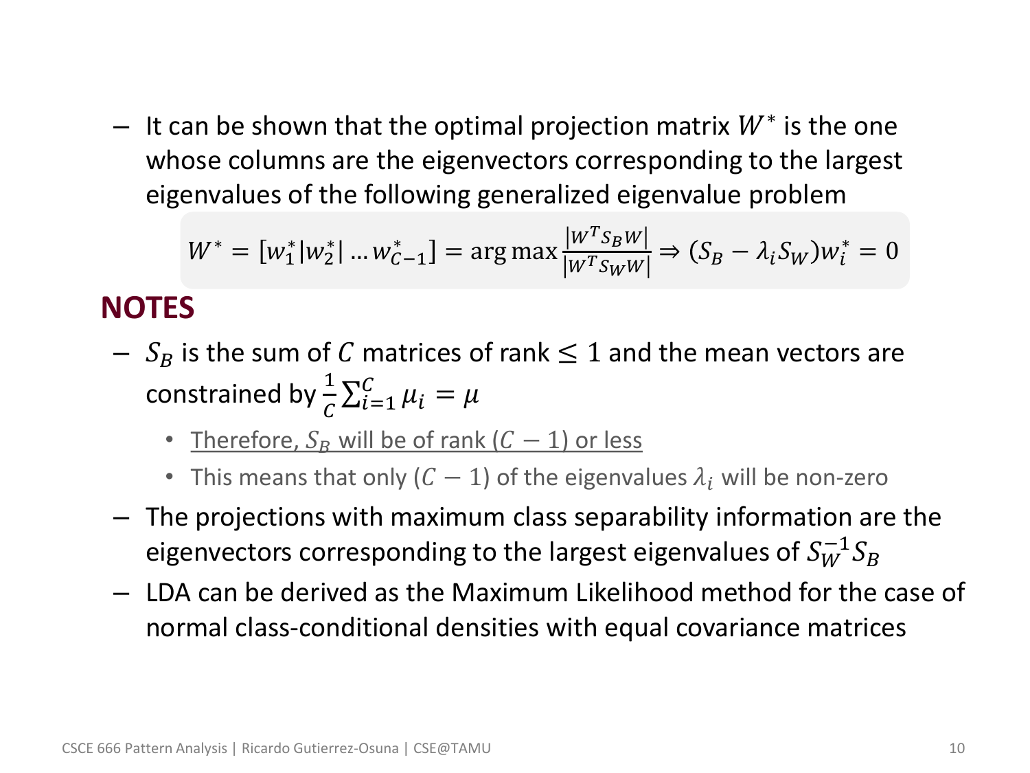- It can be shown that the optimal projection matrix $W^*$ is the one whose columns are the eigenvectors corresponding to the largest eigenvalues of the following generalized eigenvalue problem

$$W^* = [w_1^* | w_2^* | \ldots w_{C-1}^*] = \arg\max \frac{|W^T S_B W|}{|W^T S_W W|} \Rightarrow (S_B - \lambda_i S_W) w_i^* = 0$$

## NOTES

- $S_B$ is the sum of $C$ matrices of rank $\leq 1$ and the mean vectors are constrained by $\frac{1}{C}\sum_{i=1}^{C} \mu_i = \mu$
  - Therefore, $S_B$ will be of rank $(C-1)$ or less
  - This means that only $(C-1)$ of the eigenvalues $\lambda_i$ will be non-zero
- The projections with maximum class separability information are the eigenvectors corresponding to the largest eigenvalues of $S_W^{-1} S_B$
- LDA can be derived as the Maximum Likelihood method for the case of normal class-conditional densities with equal covariance matrices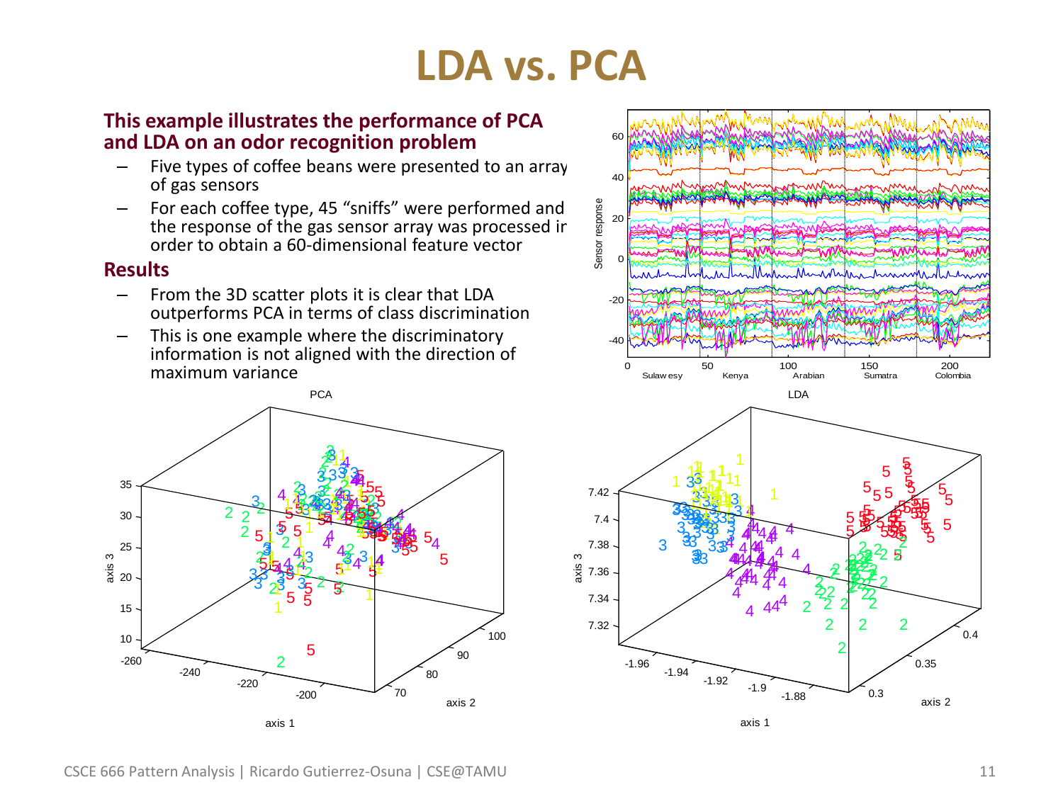# LDA vs. PCA

**This example illustrates the performance of PCA and LDA on an odor recognition problem**

- Five types of coffee beans were presented to an array of gas sensors
- For each coffee type, 45 "sniffs" were performed and the response of the gas sensor array was processed in order to obtain a 60-dimensional feature vector

**Results**

- From the 3D scatter plots it is clear that LDA outperforms PCA in terms of class discrimination
- This is one example where the discriminatory information is not aligned with the direction of maximum variance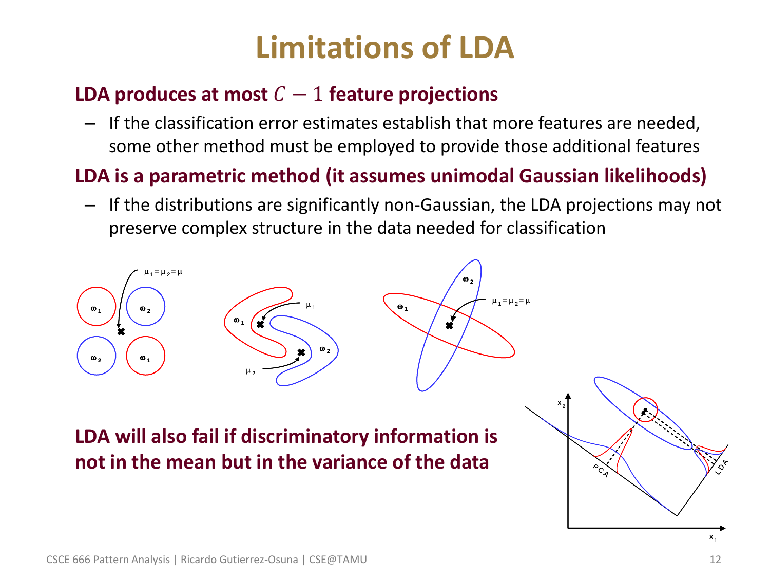# Limitations of LDA

**LDA produces at most $C - 1$ feature projections**

- If the classification error estimates establish that more features are needed, some other method must be employed to provide those additional features

**LDA is a parametric method (it assumes unimodal Gaussian likelihoods)**

- If the distributions are significantly non-Gaussian, the LDA projections may not preserve complex structure in the data needed for classification

**LDA will also fail if discriminatory information is not in the mean but in the variance of the data**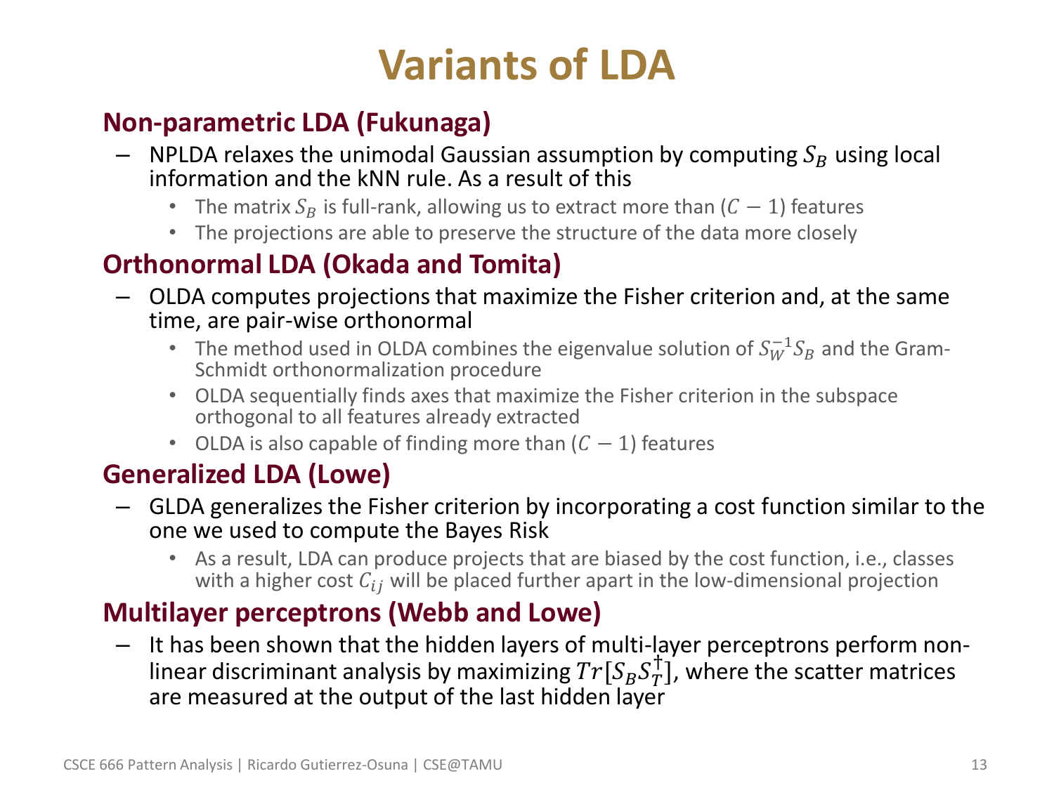# Variants of LDA

### Non-parametric LDA (Fukunaga)

- NPLDA relaxes the unimodal Gaussian assumption by computing $S_B$ using local information and the kNN rule. As a result of this
  - The matrix $S_B$ is full-rank, allowing us to extract more than $(C-1)$ features
  - The projections are able to preserve the structure of the data more closely

### Orthonormal LDA (Okada and Tomita)

- OLDA computes projections that maximize the Fisher criterion and, at the same time, are pair-wise orthonormal
  - The method used in OLDA combines the eigenvalue solution of $S_W^{-1}S_B$ and the Gram-Schmidt orthonormalization procedure
  - OLDA sequentially finds axes that maximize the Fisher criterion in the subspace orthogonal to all features already extracted
  - OLDA is also capable of finding more than $(C-1)$ features

### Generalized LDA (Lowe)

- GLDA generalizes the Fisher criterion by incorporating a cost function similar to the one we used to compute the Bayes Risk
  - As a result, LDA can produce projects that are biased by the cost function, i.e., classes with a higher cost $C_{ij}$ will be placed further apart in the low-dimensional projection

### Multilayer perceptrons (Webb and Lowe)

- It has been shown that the hidden layers of multi-layer perceptrons perform non-linear discriminant analysis by maximizing $Tr[S_B S_T^{\dagger}]$, where the scatter matrices are measured at the output of the last hidden layer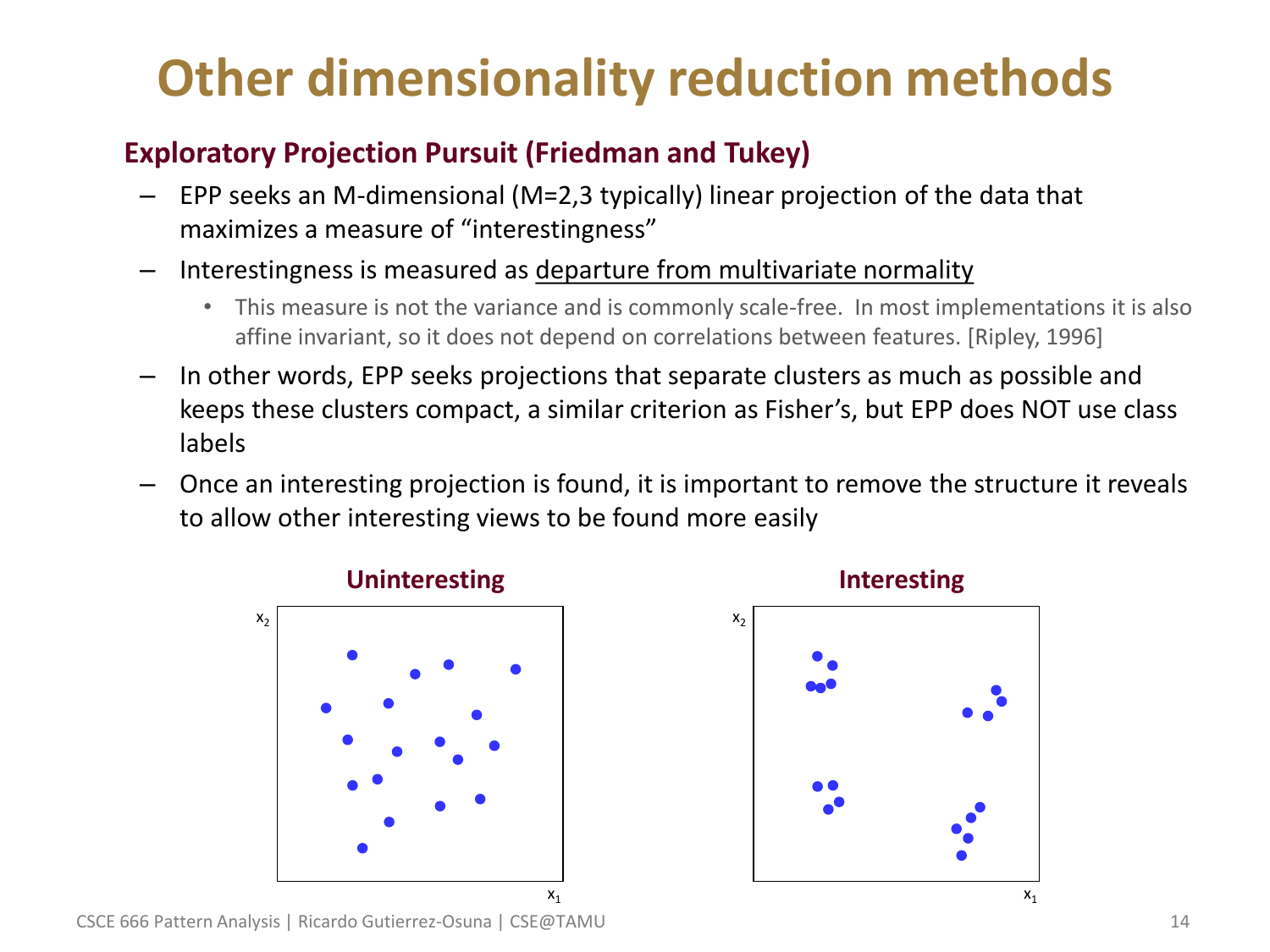# Other dimensionality reduction methods

**Exploratory Projection Pursuit (Friedman and Tukey)**

- EPP seeks an M-dimensional (M=2,3 typically) linear projection of the data that maximizes a measure of "interestingness"
- Interestingness is measured as departure from multivariate normality
  - This measure is not the variance and is commonly scale-free. In most implementations it is also affine invariant, so it does not depend on correlations between features. [Ripley, 1996]
- In other words, EPP seeks projections that separate clusters as much as possible and keeps these clusters compact, a similar criterion as Fisher's, but EPP does NOT use class labels
- Once an interesting projection is found, it is important to remove the structure it reveals to allow other interesting views to be found more easily

**Uninteresting**

**Interesting**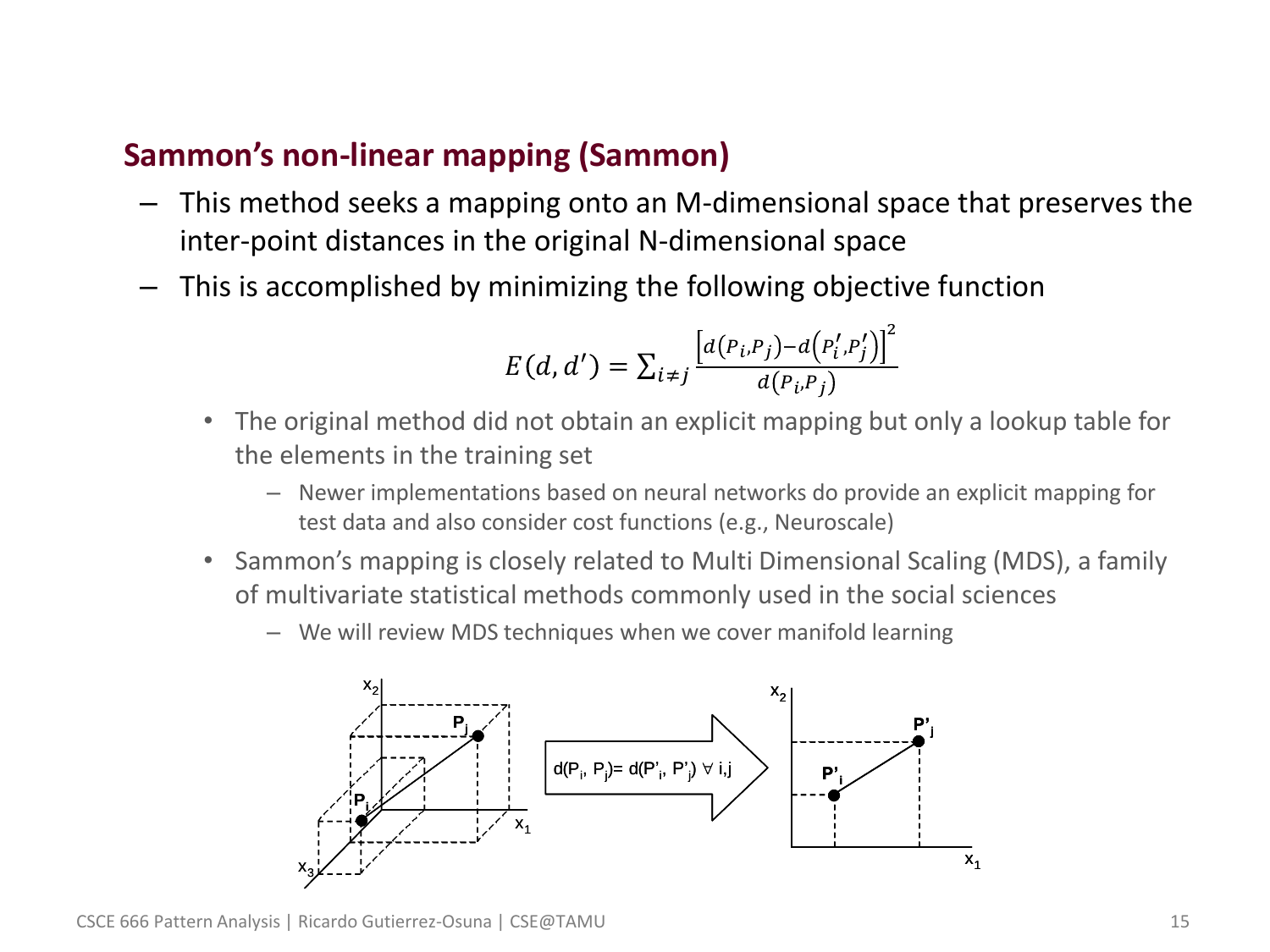## Sammon's non-linear mapping (Sammon)

- This method seeks a mapping onto an M-dimensional space that preserves the inter-point distances in the original N-dimensional space
- This is accomplished by minimizing the following objective function

$$E(d, d') = \sum_{i \neq j} \frac{\left[d(P_i, P_j) - d\left(P'_i, P'_j\right)\right]^2}{d(P_i, P_j)}$$

  - The original method did not obtain an explicit mapping but only a lookup table for the elements in the training set
    - Newer implementations based on neural networks do provide an explicit mapping for test data and also consider cost functions (e.g., Neuroscale)
  - Sammon's mapping is closely related to Multi Dimensional Scaling (MDS), a family of multivariate statistical methods commonly used in the social sciences
    - We will review MDS techniques when we cover manifold learning

$x_2$

$P_j$

$P_i$

$x_1$

$x_3$

$d(P_i, P_j) = d(P'_i, P'_j)\ \forall\ i,j$

$x_2$

$P'_j$

$P'_i$

$x_1$